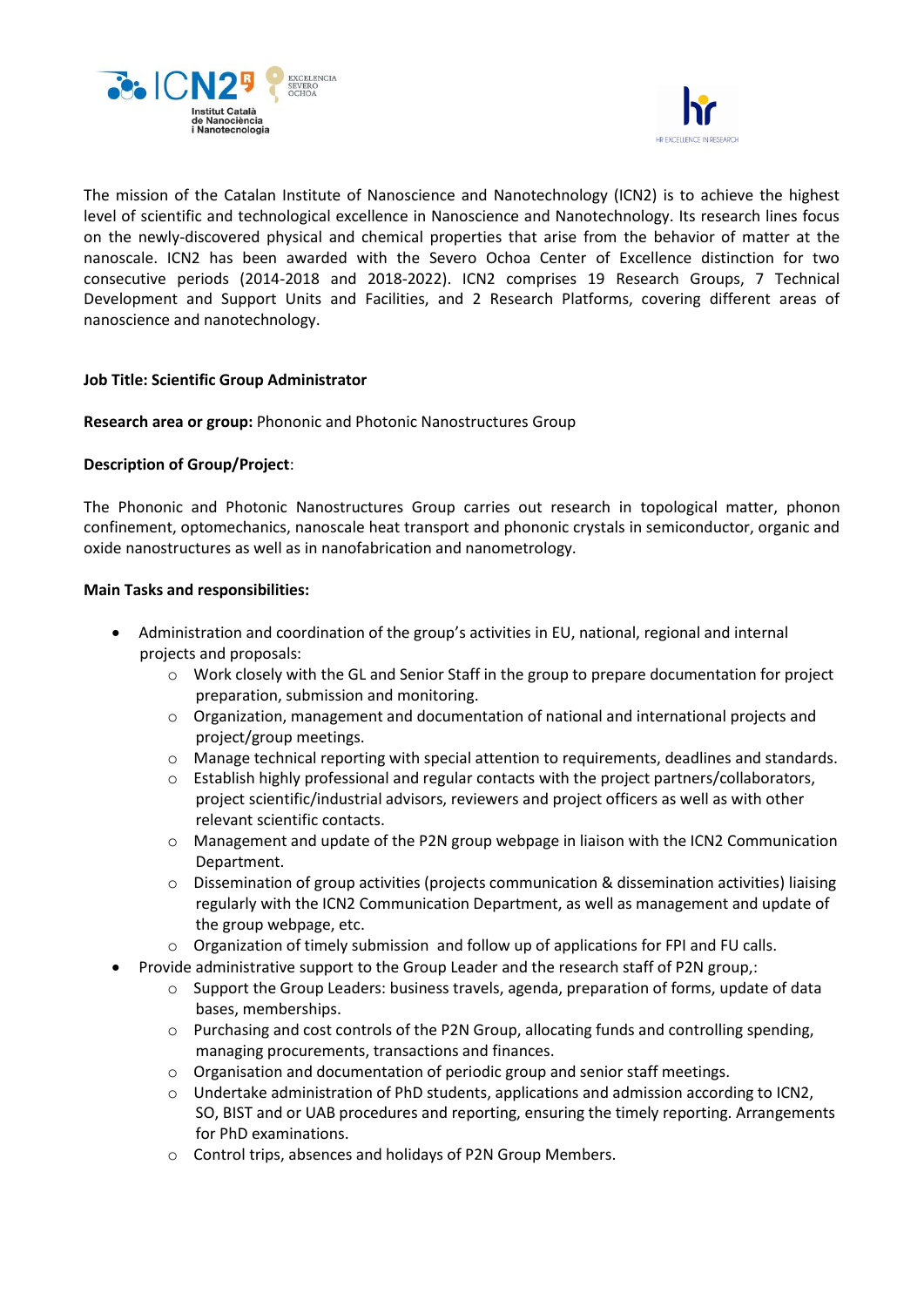The mission of the Catalan Institute of Nanoscience and Nanotechnology (ICN2) is to achieve the highest level of scientific and technological excellence in Nanoscience and Nanotechnology. Its research lines focus on the newly-discovered physical and chemical properties that arise from the behavior of matter at the nanoscale. ICN2 has been awarded with the Severo Ochoa Center of Excellence distinction for two consecutive periods (2014-2018 and 2018-2022). ICN2 comprises 19 Research Groups, 7 Technical Development and Support Units and Facilities, and 2 Research Platforms, covering different areas of nanoscience and nanotechnology.

**Job Title: Scientific Group Administrator**

**Research area or group:** Phononic and Photonic Nanostructures Group

**Description of Group/Project**:

The Phononic and Photonic Nanostructures Group carries out research in topological matter, phonon confinement, optomechanics, nanoscale heat transport and phononic crystals in semiconductor, organic and oxide nanostructures as well as in nanofabrication and nanometrology.

**Main Tasks and responsibilities:**

- Administration and coordination of the group's activities in EU, national, regional and internal projects and proposals:
  - Work closely with the GL and Senior Staff in the group to prepare documentation for project preparation, submission and monitoring.
  - Organization, management and documentation of national and international projects and project/group meetings.
  - Manage technical reporting with special attention to requirements, deadlines and standards.
  - Establish highly professional and regular contacts with the project partners/collaborators, project scientific/industrial advisors, reviewers and project officers as well as with other relevant scientific contacts.
  - Management and update of the P2N group webpage in liaison with the ICN2 Communication Department.
  - Dissemination of group activities (projects communication & dissemination activities) liaising regularly with the ICN2 Communication Department, as well as management and update of the group webpage, etc.
  - Organization of timely submission and follow up of applications for FPI and FU calls.
- Provide administrative support to the Group Leader and the research staff of P2N group,:
  - Support the Group Leaders: business travels, agenda, preparation of forms, update of data bases, memberships.
  - Purchasing and cost controls of the P2N Group, allocating funds and controlling spending, managing procurements, transactions and finances.
  - Organisation and documentation of periodic group and senior staff meetings.
  - Undertake administration of PhD students, applications and admission according to ICN2, SO, BIST and or UAB procedures and reporting, ensuring the timely reporting. Arrangements for PhD examinations.
  - Control trips, absences and holidays of P2N Group Members.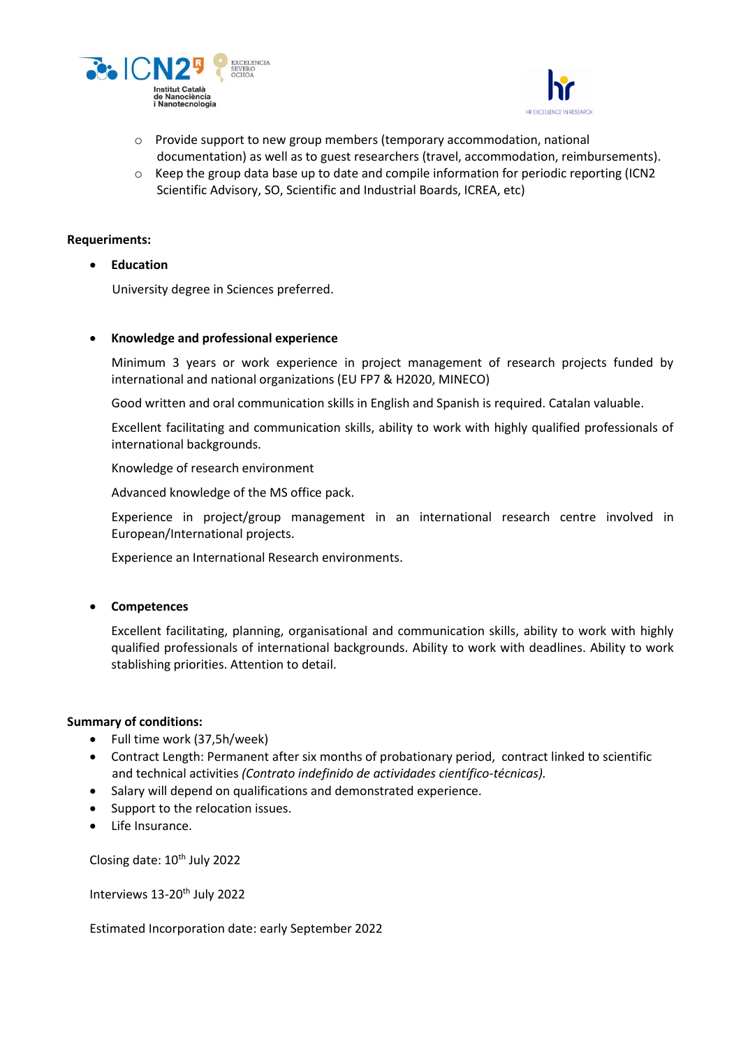- Provide support to new group members (temporary accommodation, national documentation) as well as to guest researchers (travel, accommodation, reimbursements).
- Keep the group data base up to date and compile information for periodic reporting (ICN2 Scientific Advisory, SO, Scientific and Industrial Boards, ICREA, etc)

**Requeriments:**

- **Education**

  University degree in Sciences preferred.

- **Knowledge and professional experience**

  Minimum 3 years or work experience in project management of research projects funded by international and national organizations (EU FP7 & H2020, MINECO)

  Good written and oral communication skills in English and Spanish is required. Catalan valuable.

  Excellent facilitating and communication skills, ability to work with highly qualified professionals of international backgrounds.

  Knowledge of research environment

  Advanced knowledge of the MS office pack.

  Experience in project/group management in an international research centre involved in European/International projects.

  Experience an International Research environments.

- **Competences**

  Excellent facilitating, planning, organisational and communication skills, ability to work with highly qualified professionals of international backgrounds. Ability to work with deadlines. Ability to work stablishing priorities. Attention to detail.

**Summary of conditions:**

- Full time work (37,5h/week)
- Contract Length: Permanent after six months of probationary period, contract linked to scientific and technical activities *(Contrato indefinido de actividades científico-técnicas).*
- Salary will depend on qualifications and demonstrated experience.
- Support to the relocation issues.
- Life Insurance.

Closing date: 10th July 2022

Interviews 13-20th July 2022

Estimated Incorporation date: early September 2022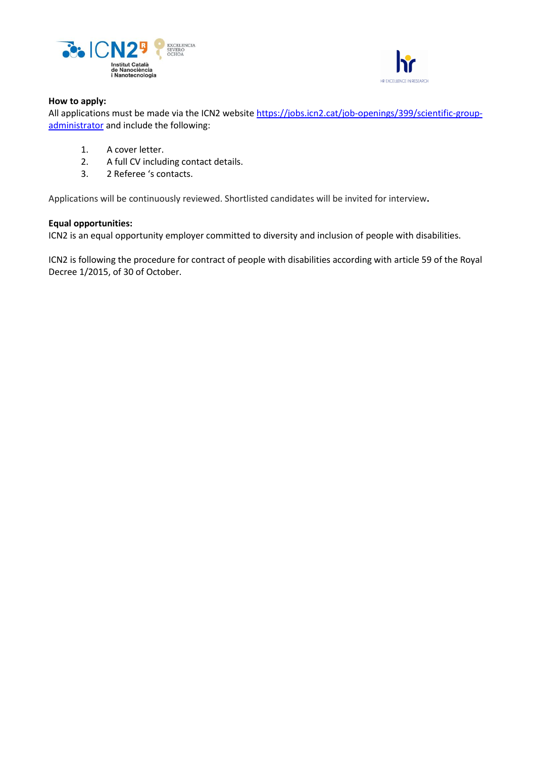**How to apply:**
All applications must be made via the ICN2 website [https://jobs.icn2.cat/job-openings/399/scientific-group-administrator](https://jobs.icn2.cat/job-openings/399/scientific-group-administrator) and include the following:

1. A cover letter.
2. A full CV including contact details.
3. 2 Referee 's contacts.

Applications will be continuously reviewed. Shortlisted candidates will be invited for interview**.**

**Equal opportunities:**
ICN2 is an equal opportunity employer committed to diversity and inclusion of people with disabilities.

ICN2 is following the procedure for contract of people with disabilities according with article 59 of the Royal Decree 1/2015, of 30 of October.